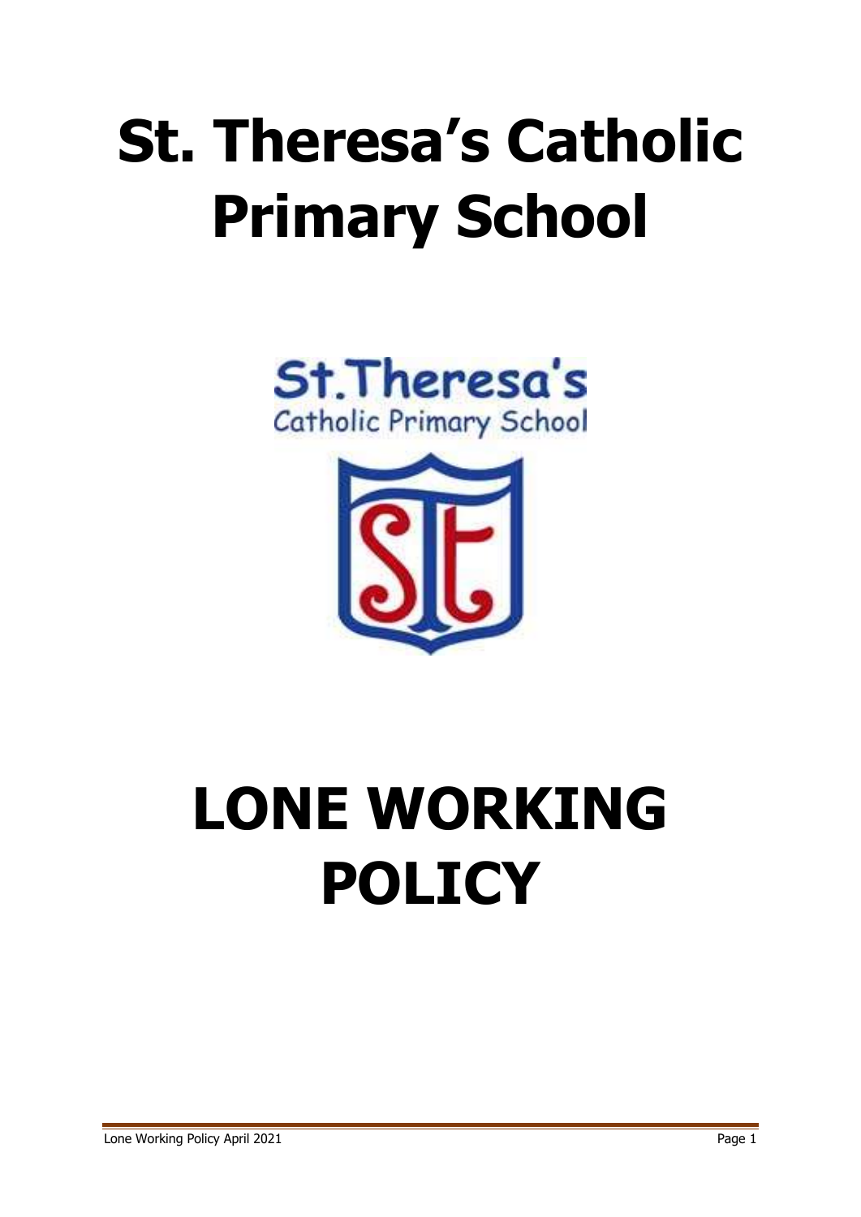# St. Theresa's Catholic Primary School

St.Theresa's
Catholic Primary School

# LONE WORKING POLICY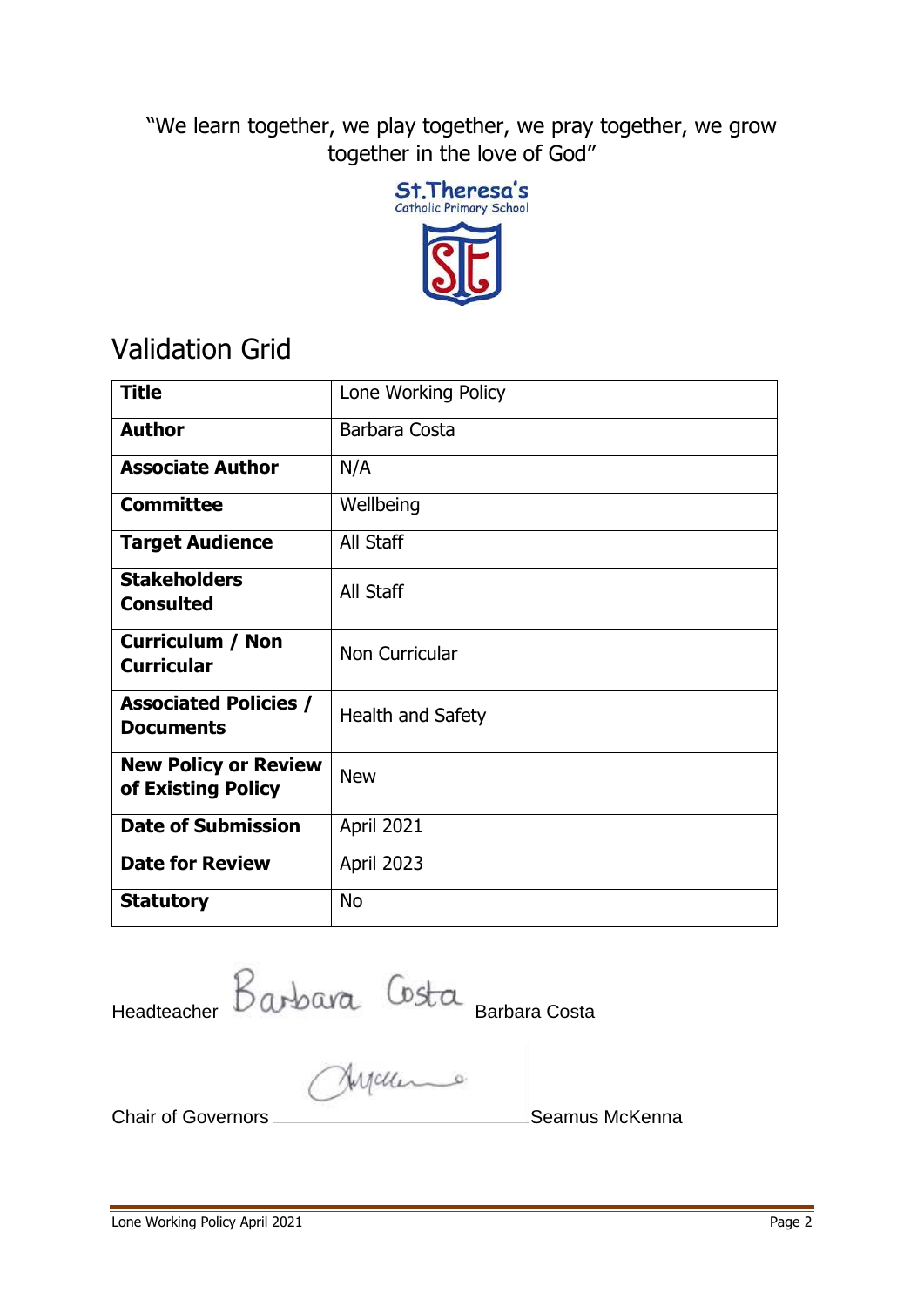"We learn together, we play together, we pray together, we grow together in the love of God"

St.Theresa's Catholic Primary School

## Validation Grid

| **Title** | Lone Working Policy |
|---|---|
| **Author** | Barbara Costa |
| **Associate Author** | N/A |
| **Committee** | Wellbeing |
| **Target Audience** | All Staff |
| **Stakeholders Consulted** | All Staff |
| **Curriculum / Non Curricular** | Non Curricular |
| **Associated Policies / Documents** | Health and Safety |
| **New Policy or Review of Existing Policy** | New |
| **Date of Submission** | April 2021 |
| **Date for Review** | April 2023 |
| **Statutory** | No |

Headteacher Barbara Costa Barbara Costa

Chair of Governors Seamus McKenna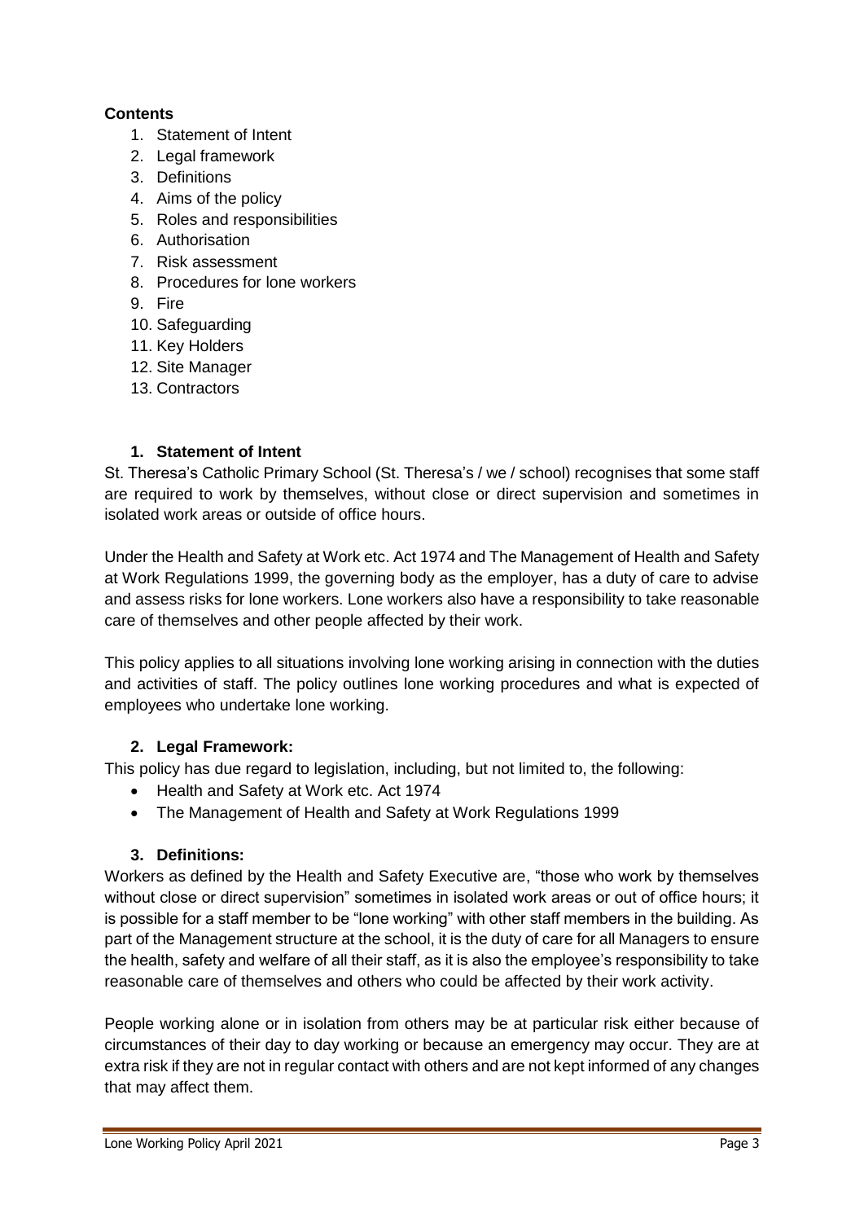**Contents**

1. Statement of Intent
2. Legal framework
3. Definitions
4. Aims of the policy
5. Roles and responsibilities
6. Authorisation
7. Risk assessment
8. Procedures for lone workers
9. Fire
10. Safeguarding
11. Key Holders
12. Site Manager
13. Contractors

## 1. Statement of Intent

St. Theresa's Catholic Primary School (St. Theresa's / we / school) recognises that some staff are required to work by themselves, without close or direct supervision and sometimes in isolated work areas or outside of office hours.

Under the Health and Safety at Work etc. Act 1974 and The Management of Health and Safety at Work Regulations 1999, the governing body as the employer, has a duty of care to advise and assess risks for lone workers. Lone workers also have a responsibility to take reasonable care of themselves and other people affected by their work.

This policy applies to all situations involving lone working arising in connection with the duties and activities of staff. The policy outlines lone working procedures and what is expected of employees who undertake lone working.

## 2. Legal Framework:

This policy has due regard to legislation, including, but not limited to, the following:

- Health and Safety at Work etc. Act 1974
- The Management of Health and Safety at Work Regulations 1999

## 3. Definitions:

Workers as defined by the Health and Safety Executive are, "those who work by themselves without close or direct supervision" sometimes in isolated work areas or out of office hours; it is possible for a staff member to be "lone working" with other staff members in the building. As part of the Management structure at the school, it is the duty of care for all Managers to ensure the health, safety and welfare of all their staff, as it is also the employee's responsibility to take reasonable care of themselves and others who could be affected by their work activity.

People working alone or in isolation from others may be at particular risk either because of circumstances of their day to day working or because an emergency may occur. They are at extra risk if they are not in regular contact with others and are not kept informed of any changes that may affect them.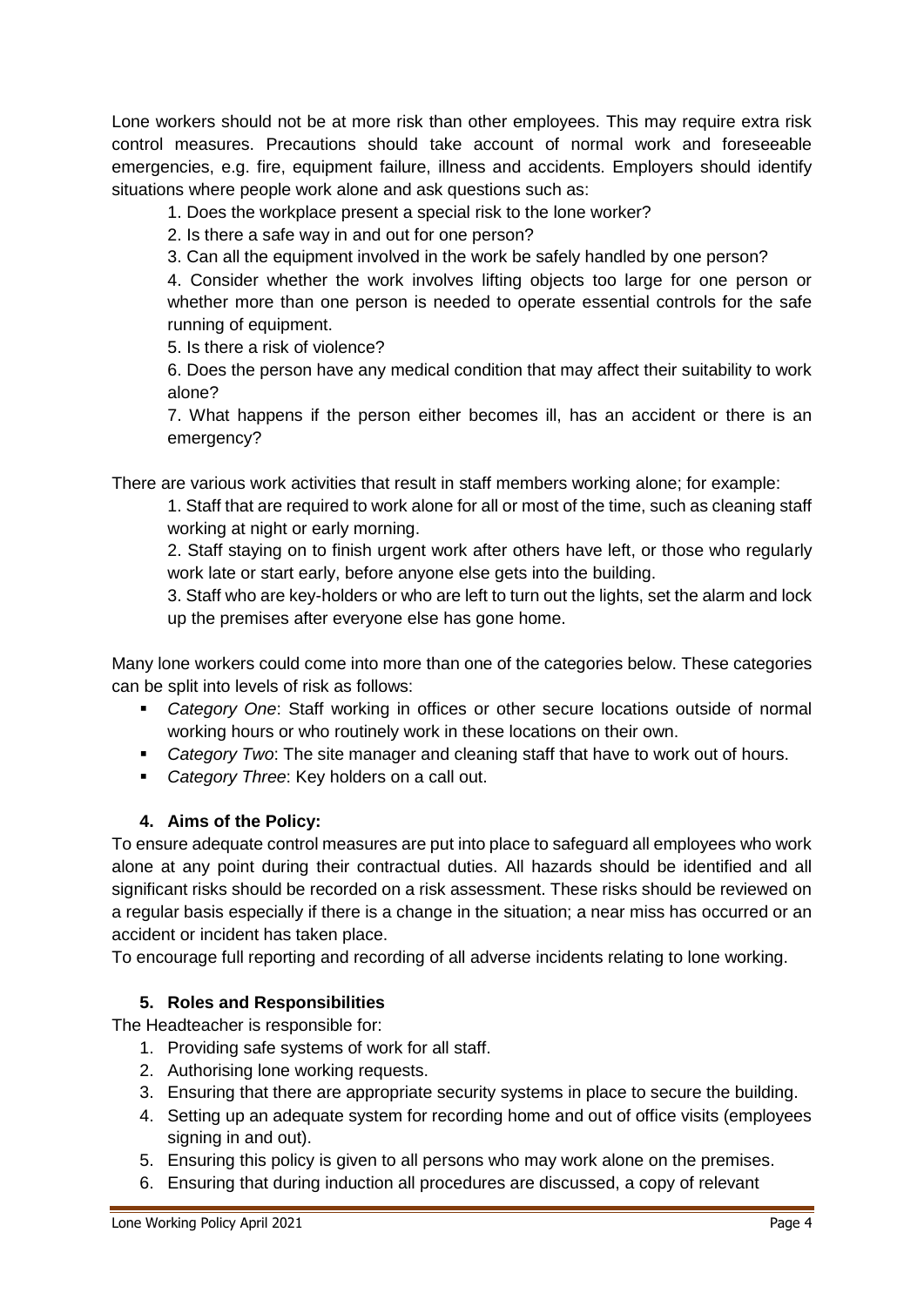Lone workers should not be at more risk than other employees. This may require extra risk control measures. Precautions should take account of normal work and foreseeable emergencies, e.g. fire, equipment failure, illness and accidents. Employers should identify situations where people work alone and ask questions such as:

1. Does the workplace present a special risk to the lone worker?
2. Is there a safe way in and out for one person?
3. Can all the equipment involved in the work be safely handled by one person?
4. Consider whether the work involves lifting objects too large for one person or whether more than one person is needed to operate essential controls for the safe running of equipment.
5. Is there a risk of violence?
6. Does the person have any medical condition that may affect their suitability to work alone?
7. What happens if the person either becomes ill, has an accident or there is an emergency?

There are various work activities that result in staff members working alone; for example:

1. Staff that are required to work alone for all or most of the time, such as cleaning staff working at night or early morning.
2. Staff staying on to finish urgent work after others have left, or those who regularly work late or start early, before anyone else gets into the building.
3. Staff who are key-holders or who are left to turn out the lights, set the alarm and lock up the premises after everyone else has gone home.

Many lone workers could come into more than one of the categories below. These categories can be split into levels of risk as follows:

- *Category One*: Staff working in offices or other secure locations outside of normal working hours or who routinely work in these locations on their own.
- *Category Two*: The site manager and cleaning staff that have to work out of hours.
- *Category Three*: Key holders on a call out.

## 4. Aims of the Policy:

To ensure adequate control measures are put into place to safeguard all employees who work alone at any point during their contractual duties. All hazards should be identified and all significant risks should be recorded on a risk assessment. These risks should be reviewed on a regular basis especially if there is a change in the situation; a near miss has occurred or an accident or incident has taken place.

To encourage full reporting and recording of all adverse incidents relating to lone working.

## 5. Roles and Responsibilities

The Headteacher is responsible for:

1. Providing safe systems of work for all staff.
2. Authorising lone working requests.
3. Ensuring that there are appropriate security systems in place to secure the building.
4. Setting up an adequate system for recording home and out of office visits (employees signing in and out).
5. Ensuring this policy is given to all persons who may work alone on the premises.
6. Ensuring that during induction all procedures are discussed, a copy of relevant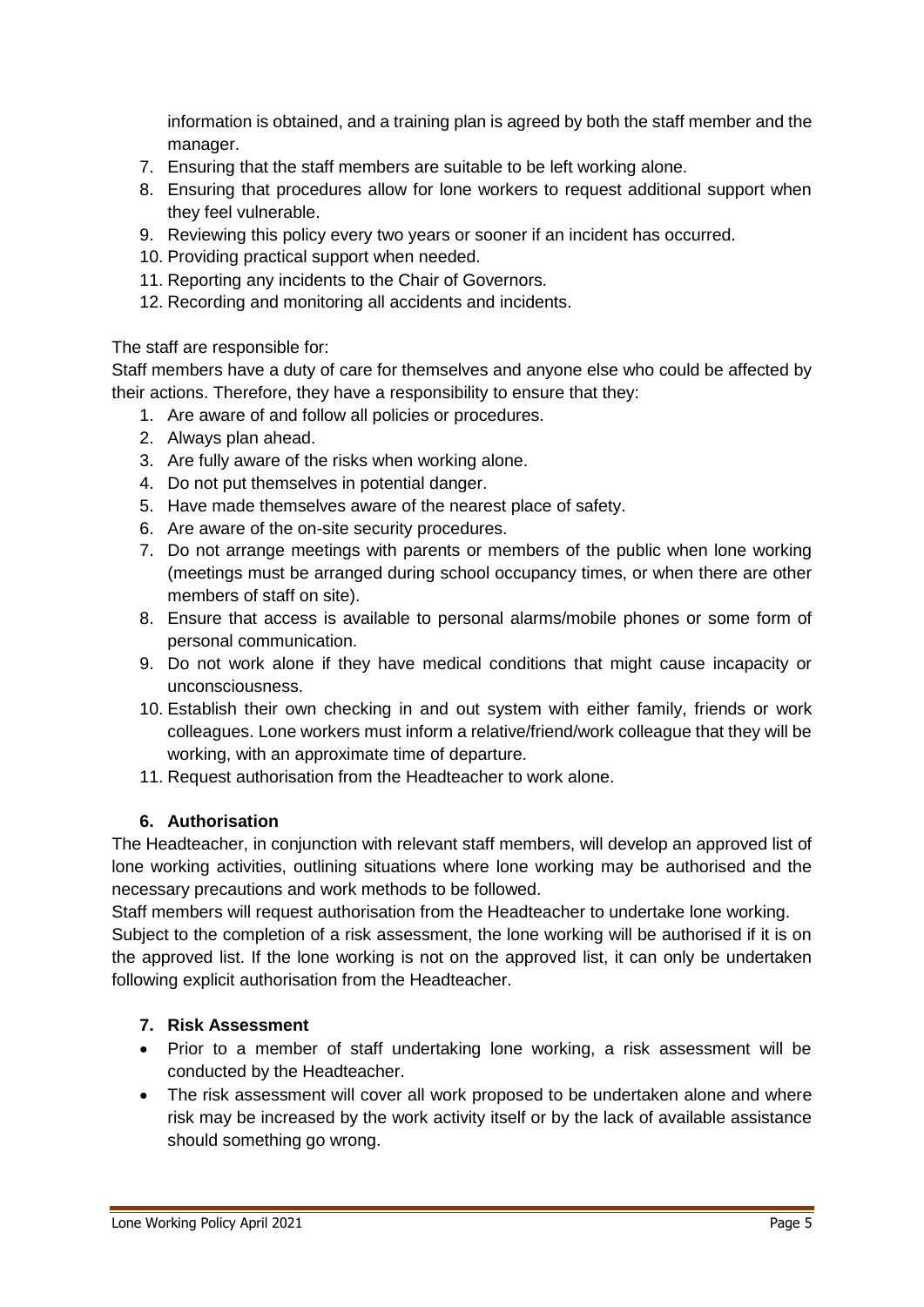information is obtained, and a training plan is agreed by both the staff member and the manager.

7. Ensuring that the staff members are suitable to be left working alone.
8. Ensuring that procedures allow for lone workers to request additional support when they feel vulnerable.
9. Reviewing this policy every two years or sooner if an incident has occurred.
10. Providing practical support when needed.
11. Reporting any incidents to the Chair of Governors.
12. Recording and monitoring all accidents and incidents.

The staff are responsible for:

Staff members have a duty of care for themselves and anyone else who could be affected by their actions. Therefore, they have a responsibility to ensure that they:

1. Are aware of and follow all policies or procedures.
2. Always plan ahead.
3. Are fully aware of the risks when working alone.
4. Do not put themselves in potential danger.
5. Have made themselves aware of the nearest place of safety.
6. Are aware of the on-site security procedures.
7. Do not arrange meetings with parents or members of the public when lone working (meetings must be arranged during school occupancy times, or when there are other members of staff on site).
8. Ensure that access is available to personal alarms/mobile phones or some form of personal communication.
9. Do not work alone if they have medical conditions that might cause incapacity or unconsciousness.
10. Establish their own checking in and out system with either family, friends or work colleagues. Lone workers must inform a relative/friend/work colleague that they will be working, with an approximate time of departure.
11. Request authorisation from the Headteacher to work alone.

## 6. Authorisation

The Headteacher, in conjunction with relevant staff members, will develop an approved list of lone working activities, outlining situations where lone working may be authorised and the necessary precautions and work methods to be followed.

Staff members will request authorisation from the Headteacher to undertake lone working.

Subject to the completion of a risk assessment, the lone working will be authorised if it is on the approved list. If the lone working is not on the approved list, it can only be undertaken following explicit authorisation from the Headteacher.

## 7. Risk Assessment

- Prior to a member of staff undertaking lone working, a risk assessment will be conducted by the Headteacher.
- The risk assessment will cover all work proposed to be undertaken alone and where risk may be increased by the work activity itself or by the lack of available assistance should something go wrong.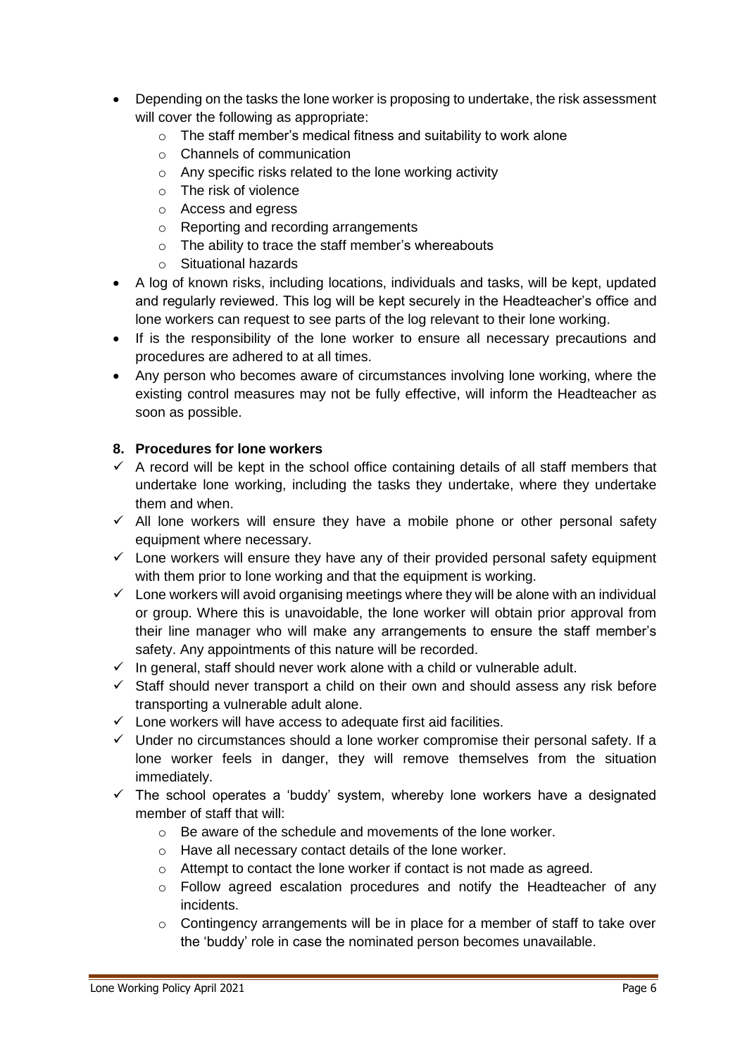- Depending on the tasks the lone worker is proposing to undertake, the risk assessment will cover the following as appropriate:
    - The staff member's medical fitness and suitability to work alone
    - Channels of communication
    - Any specific risks related to the lone working activity
    - The risk of violence
    - Access and egress
    - Reporting and recording arrangements
    - The ability to trace the staff member's whereabouts
    - Situational hazards
- A log of known risks, including locations, individuals and tasks, will be kept, updated and regularly reviewed. This log will be kept securely in the Headteacher's office and lone workers can request to see parts of the log relevant to their lone working.
- If is the responsibility of the lone worker to ensure all necessary precautions and procedures are adhered to at all times.
- Any person who becomes aware of circumstances involving lone working, where the existing control measures may not be fully effective, will inform the Headteacher as soon as possible.

**8. Procedures for lone workers**

- ✓ A record will be kept in the school office containing details of all staff members that undertake lone working, including the tasks they undertake, where they undertake them and when.
- ✓ All lone workers will ensure they have a mobile phone or other personal safety equipment where necessary.
- ✓ Lone workers will ensure they have any of their provided personal safety equipment with them prior to lone working and that the equipment is working.
- ✓ Lone workers will avoid organising meetings where they will be alone with an individual or group. Where this is unavoidable, the lone worker will obtain prior approval from their line manager who will make any arrangements to ensure the staff member's safety. Any appointments of this nature will be recorded.
- ✓ In general, staff should never work alone with a child or vulnerable adult.
- ✓ Staff should never transport a child on their own and should assess any risk before transporting a vulnerable adult alone.
- ✓ Lone workers will have access to adequate first aid facilities.
- ✓ Under no circumstances should a lone worker compromise their personal safety. If a lone worker feels in danger, they will remove themselves from the situation immediately.
- ✓ The school operates a 'buddy' system, whereby lone workers have a designated member of staff that will:
    - Be aware of the schedule and movements of the lone worker.
    - Have all necessary contact details of the lone worker.
    - Attempt to contact the lone worker if contact is not made as agreed.
    - Follow agreed escalation procedures and notify the Headteacher of any incidents.
    - Contingency arrangements will be in place for a member of staff to take over the 'buddy' role in case the nominated person becomes unavailable.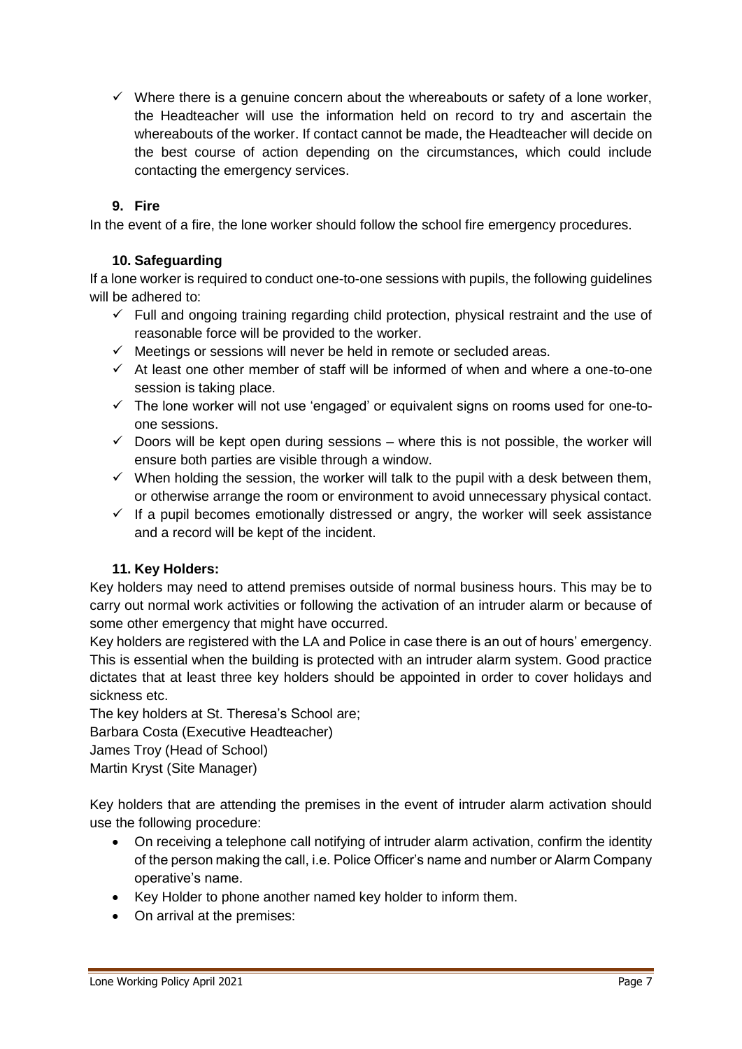- ✓ Where there is a genuine concern about the whereabouts or safety of a lone worker, the Headteacher will use the information held on record to try and ascertain the whereabouts of the worker. If contact cannot be made, the Headteacher will decide on the best course of action depending on the circumstances, which could include contacting the emergency services.

### 9. Fire

In the event of a fire, the lone worker should follow the school fire emergency procedures.

### 10. Safeguarding

If a lone worker is required to conduct one-to-one sessions with pupils, the following guidelines will be adhered to:

- ✓ Full and ongoing training regarding child protection, physical restraint and the use of reasonable force will be provided to the worker.
- ✓ Meetings or sessions will never be held in remote or secluded areas.
- ✓ At least one other member of staff will be informed of when and where a one-to-one session is taking place.
- ✓ The lone worker will not use 'engaged' or equivalent signs on rooms used for one-to-one sessions.
- ✓ Doors will be kept open during sessions – where this is not possible, the worker will ensure both parties are visible through a window.
- ✓ When holding the session, the worker will talk to the pupil with a desk between them, or otherwise arrange the room or environment to avoid unnecessary physical contact.
- ✓ If a pupil becomes emotionally distressed or angry, the worker will seek assistance and a record will be kept of the incident.

### 11. Key Holders:

Key holders may need to attend premises outside of normal business hours. This may be to carry out normal work activities or following the activation of an intruder alarm or because of some other emergency that might have occurred.

Key holders are registered with the LA and Police in case there is an out of hours' emergency. This is essential when the building is protected with an intruder alarm system. Good practice dictates that at least three key holders should be appointed in order to cover holidays and sickness etc.

The key holders at St. Theresa's School are;

Barbara Costa (Executive Headteacher)

James Troy (Head of School)

Martin Kryst (Site Manager)

Key holders that are attending the premises in the event of intruder alarm activation should use the following procedure:

- On receiving a telephone call notifying of intruder alarm activation, confirm the identity of the person making the call, i.e. Police Officer's name and number or Alarm Company operative's name.
- Key Holder to phone another named key holder to inform them.
- On arrival at the premises: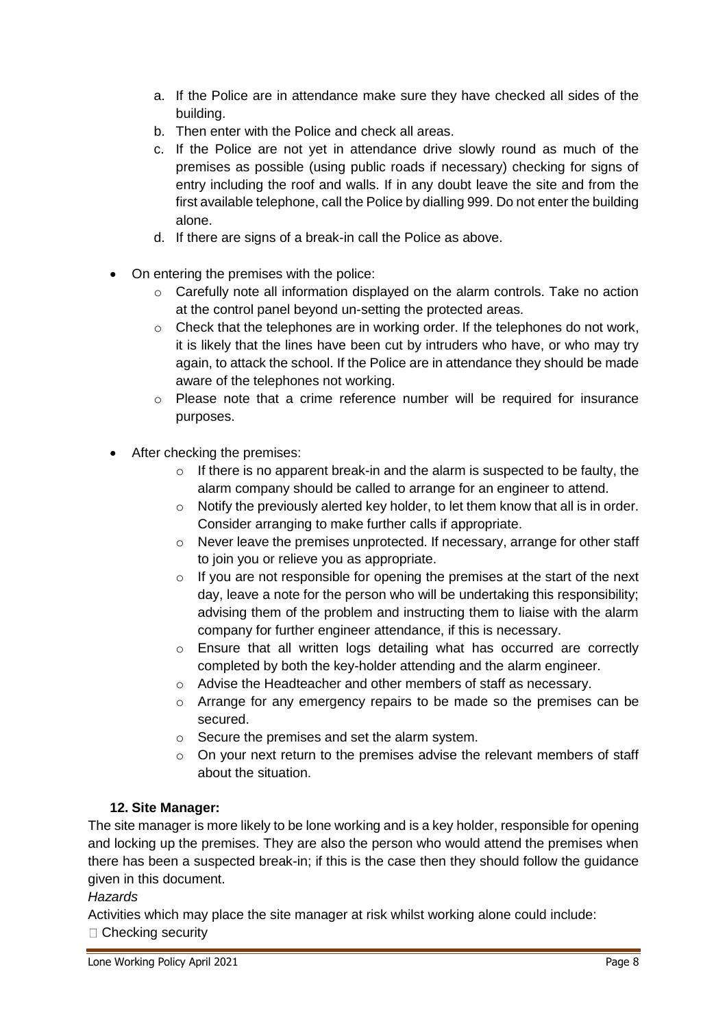a. If the Police are in attendance make sure they have checked all sides of the building.
b. Then enter with the Police and check all areas.
c. If the Police are not yet in attendance drive slowly round as much of the premises as possible (using public roads if necessary) checking for signs of entry including the roof and walls. If in any doubt leave the site and from the first available telephone, call the Police by dialling 999. Do not enter the building alone.
d. If there are signs of a break-in call the Police as above.

- On entering the premises with the police:
  - Carefully note all information displayed on the alarm controls. Take no action at the control panel beyond un-setting the protected areas.
  - Check that the telephones are in working order. If the telephones do not work, it is likely that the lines have been cut by intruders who have, or who may try again, to attack the school. If the Police are in attendance they should be made aware of the telephones not working.
  - Please note that a crime reference number will be required for insurance purposes.
- After checking the premises:
  - If there is no apparent break-in and the alarm is suspected to be faulty, the alarm company should be called to arrange for an engineer to attend.
  - Notify the previously alerted key holder, to let them know that all is in order. Consider arranging to make further calls if appropriate.
  - Never leave the premises unprotected. If necessary, arrange for other staff to join you or relieve you as appropriate.
  - If you are not responsible for opening the premises at the start of the next day, leave a note for the person who will be undertaking this responsibility; advising them of the problem and instructing them to liaise with the alarm company for further engineer attendance, if this is necessary.
  - Ensure that all written logs detailing what has occurred are correctly completed by both the key-holder attending and the alarm engineer.
  - Advise the Headteacher and other members of staff as necessary.
  - Arrange for any emergency repairs to be made so the premises can be secured.
  - Secure the premises and set the alarm system.
  - On your next return to the premises advise the relevant members of staff about the situation.

### 12. Site Manager:

The site manager is more likely to be lone working and is a key holder, responsible for opening and locking up the premises. They are also the person who would attend the premises when there has been a suspected break-in; if this is the case then they should follow the guidance given in this document.

*Hazards*

Activities which may place the site manager at risk whilst working alone could include:

- Checking security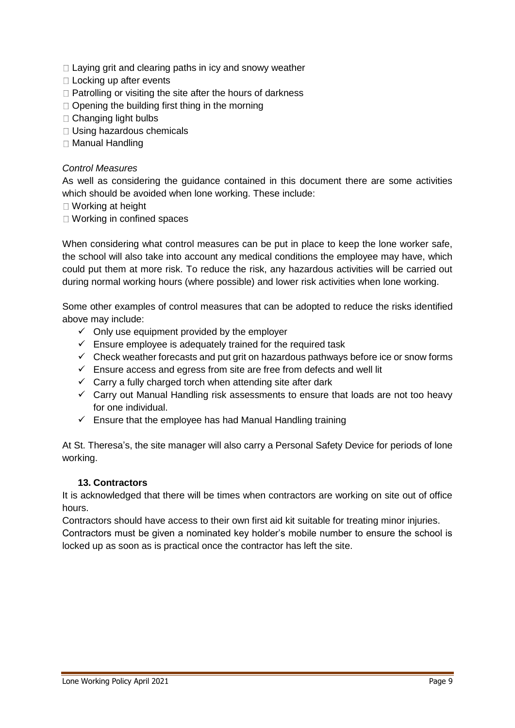- Laying grit and clearing paths in icy and snowy weather
- Locking up after events
- Patrolling or visiting the site after the hours of darkness
- Opening the building first thing in the morning
- Changing light bulbs
- Using hazardous chemicals
- Manual Handling

*Control Measures*

As well as considering the guidance contained in this document there are some activities which should be avoided when lone working. These include:

- Working at height
- Working in confined spaces

When considering what control measures can be put in place to keep the lone worker safe, the school will also take into account any medical conditions the employee may have, which could put them at more risk. To reduce the risk, any hazardous activities will be carried out during normal working hours (where possible) and lower risk activities when lone working.

Some other examples of control measures that can be adopted to reduce the risks identified above may include:

- ✓ Only use equipment provided by the employer
- ✓ Ensure employee is adequately trained for the required task
- ✓ Check weather forecasts and put grit on hazardous pathways before ice or snow forms
- ✓ Ensure access and egress from site are free from defects and well lit
- ✓ Carry a fully charged torch when attending site after dark
- ✓ Carry out Manual Handling risk assessments to ensure that loads are not too heavy for one individual.
- ✓ Ensure that the employee has had Manual Handling training

At St. Theresa's, the site manager will also carry a Personal Safety Device for periods of lone working.

### 13. Contractors

It is acknowledged that there will be times when contractors are working on site out of office hours.

Contractors should have access to their own first aid kit suitable for treating minor injuries.

Contractors must be given a nominated key holder's mobile number to ensure the school is locked up as soon as is practical once the contractor has left the site.